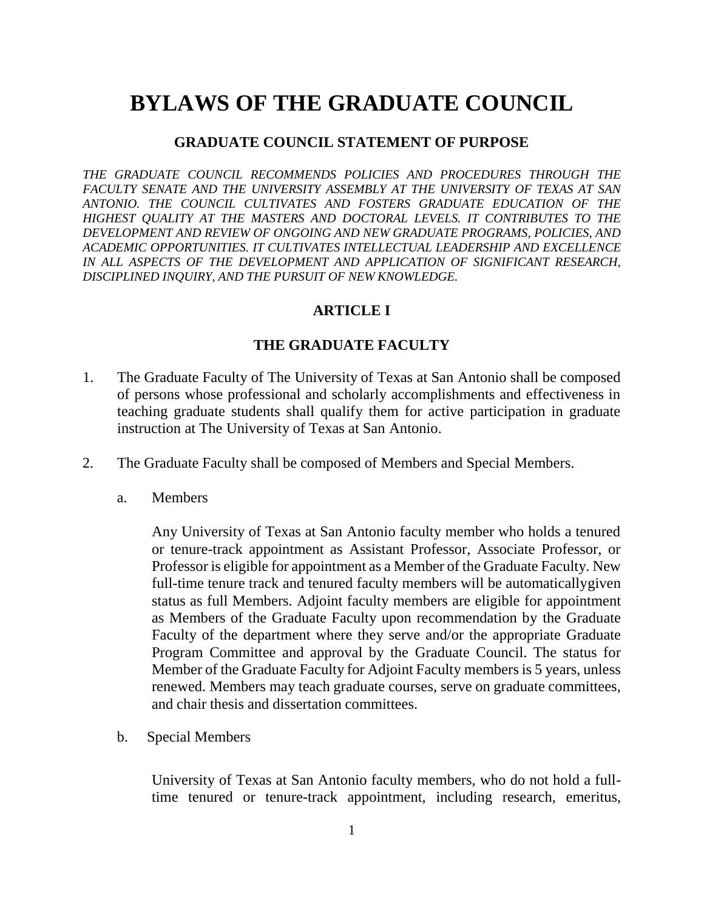# BYLAWS OF THE GRADUATE COUNCIL

## GRADUATE COUNCIL STATEMENT OF PURPOSE

*THE GRADUATE COUNCIL RECOMMENDS POLICIES AND PROCEDURES THROUGH THE FACULTY SENATE AND THE UNIVERSITY ASSEMBLY AT THE UNIVERSITY OF TEXAS AT SAN ANTONIO. THE COUNCIL CULTIVATES AND FOSTERS GRADUATE EDUCATION OF THE HIGHEST QUALITY AT THE MASTERS AND DOCTORAL LEVELS. IT CONTRIBUTES TO THE DEVELOPMENT AND REVIEW OF ONGOING AND NEW GRADUATE PROGRAMS, POLICIES, AND ACADEMIC OPPORTUNITIES. IT CULTIVATES INTELLECTUAL LEADERSHIP AND EXCELLENCE IN ALL ASPECTS OF THE DEVELOPMENT AND APPLICATION OF SIGNIFICANT RESEARCH, DISCIPLINED INQUIRY, AND THE PURSUIT OF NEW KNOWLEDGE.*

## ARTICLE I

## THE GRADUATE FACULTY

1. The Graduate Faculty of The University of Texas at San Antonio shall be composed of persons whose professional and scholarly accomplishments and effectiveness in teaching graduate students shall qualify them for active participation in graduate instruction at The University of Texas at San Antonio.

2. The Graduate Faculty shall be composed of Members and Special Members.

   a. Members

      Any University of Texas at San Antonio faculty member who holds a tenured or tenure-track appointment as Assistant Professor, Associate Professor, or Professor is eligible for appointment as a Member of the Graduate Faculty. New full-time tenure track and tenured faculty members will be automaticallygiven status as full Members. Adjoint faculty members are eligible for appointment as Members of the Graduate Faculty upon recommendation by the Graduate Faculty of the department where they serve and/or the appropriate Graduate Program Committee and approval by the Graduate Council. The status for Member of the Graduate Faculty for Adjoint Faculty members is 5 years, unless renewed. Members may teach graduate courses, serve on graduate committees, and chair thesis and dissertation committees.

   b. Special Members

      University of Texas at San Antonio faculty members, who do not hold a full-time tenured or tenure-track appointment, including research, emeritus,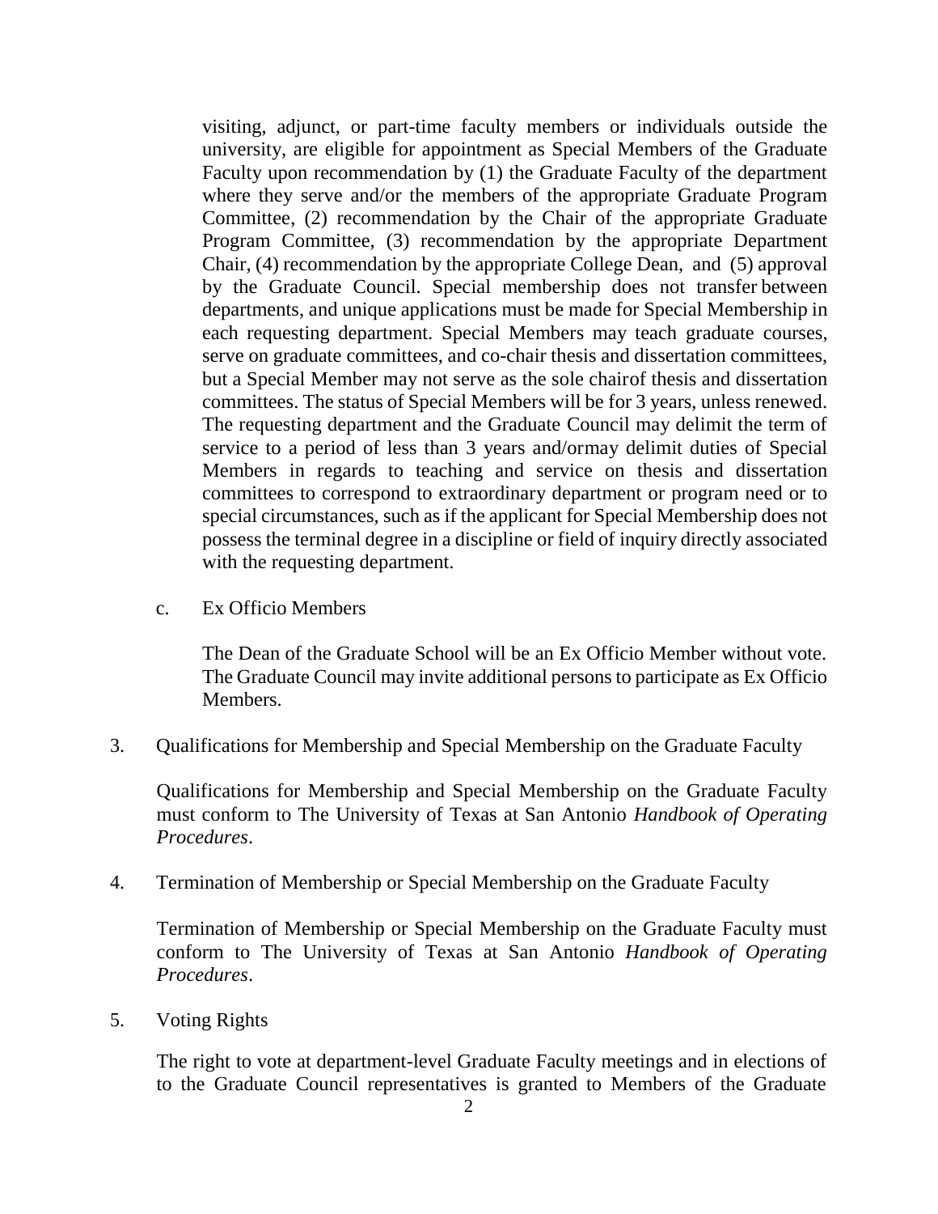visiting, adjunct, or part-time faculty members or individuals outside the university, are eligible for appointment as Special Members of the Graduate Faculty upon recommendation by (1) the Graduate Faculty of the department where they serve and/or the members of the appropriate Graduate Program Committee, (2) recommendation by the Chair of the appropriate Graduate Program Committee, (3) recommendation by the appropriate Department Chair, (4) recommendation by the appropriate College Dean, and (5) approval by the Graduate Council. Special membership does not transfer between departments, and unique applications must be made for Special Membership in each requesting department. Special Members may teach graduate courses, serve on graduate committees, and co-chair thesis and dissertation committees, but a Special Member may not serve as the sole chairof thesis and dissertation committees. The status of Special Members will be for 3 years, unless renewed. The requesting department and the Graduate Council may delimit the term of service to a period of less than 3 years and/ormay delimit duties of Special Members in regards to teaching and service on thesis and dissertation committees to correspond to extraordinary department or program need or to special circumstances, such as if the applicant for Special Membership does not possess the terminal degree in a discipline or field of inquiry directly associated with the requesting department.

c. Ex Officio Members

The Dean of the Graduate School will be an Ex Officio Member without vote. The Graduate Council may invite additional persons to participate as Ex Officio Members.

3. Qualifications for Membership and Special Membership on the Graduate Faculty

Qualifications for Membership and Special Membership on the Graduate Faculty must conform to The University of Texas at San Antonio *Handbook of Operating Procedures*.

4. Termination of Membership or Special Membership on the Graduate Faculty

Termination of Membership or Special Membership on the Graduate Faculty must conform to The University of Texas at San Antonio *Handbook of Operating Procedures*.

5. Voting Rights

The right to vote at department-level Graduate Faculty meetings and in elections of to the Graduate Council representatives is granted to Members of the Graduate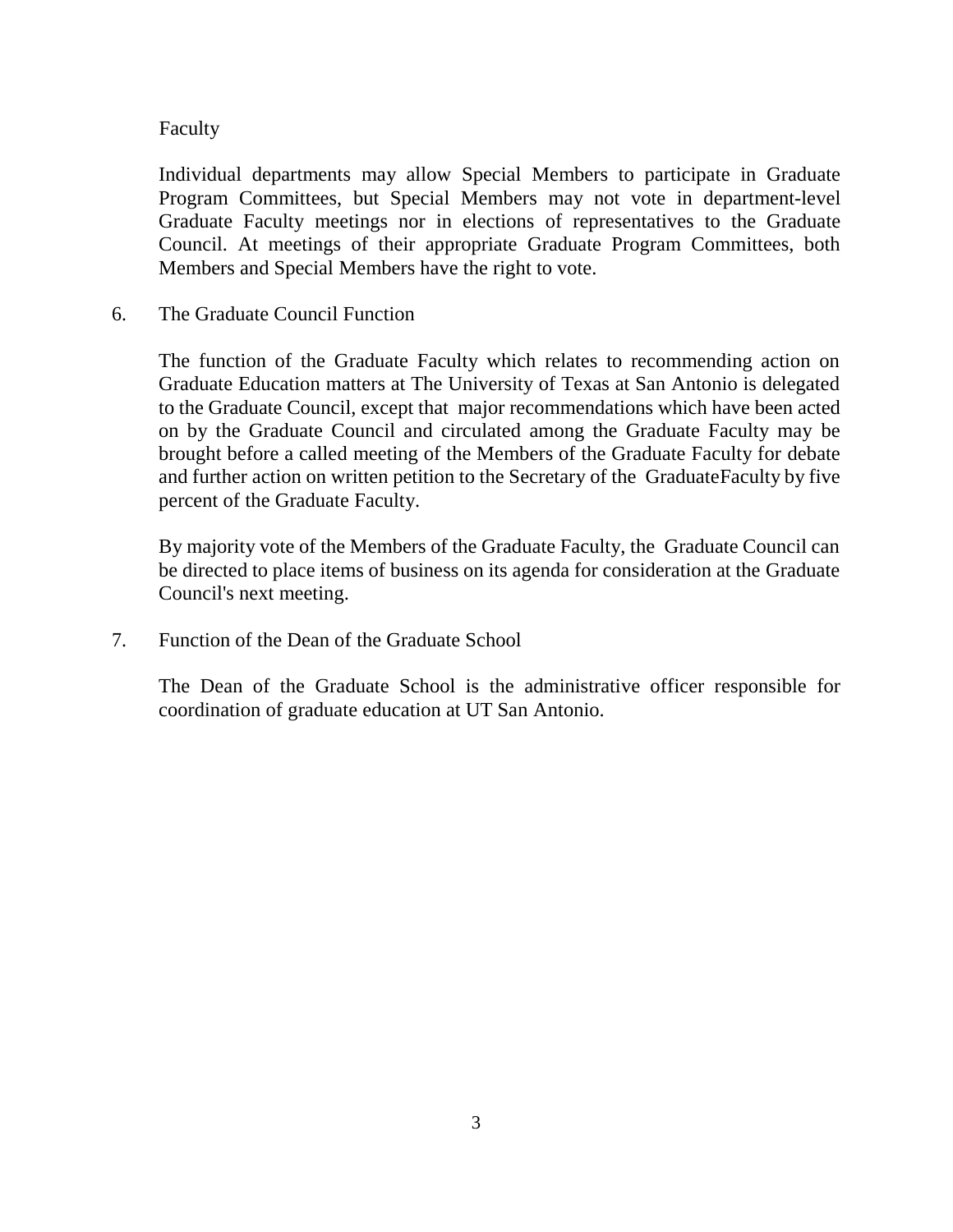Faculty

Individual departments may allow Special Members to participate in Graduate Program Committees, but Special Members may not vote in department-level Graduate Faculty meetings nor in elections of representatives to the Graduate Council. At meetings of their appropriate Graduate Program Committees, both Members and Special Members have the right to vote.

6. The Graduate Council Function

The function of the Graduate Faculty which relates to recommending action on Graduate Education matters at The University of Texas at San Antonio is delegated to the Graduate Council, except that major recommendations which have been acted on by the Graduate Council and circulated among the Graduate Faculty may be brought before a called meeting of the Members of the Graduate Faculty for debate and further action on written petition to the Secretary of the GraduateFaculty by five percent of the Graduate Faculty.

By majority vote of the Members of the Graduate Faculty, the Graduate Council can be directed to place items of business on its agenda for consideration at the Graduate Council's next meeting.

7. Function of the Dean of the Graduate School

The Dean of the Graduate School is the administrative officer responsible for coordination of graduate education at UT San Antonio.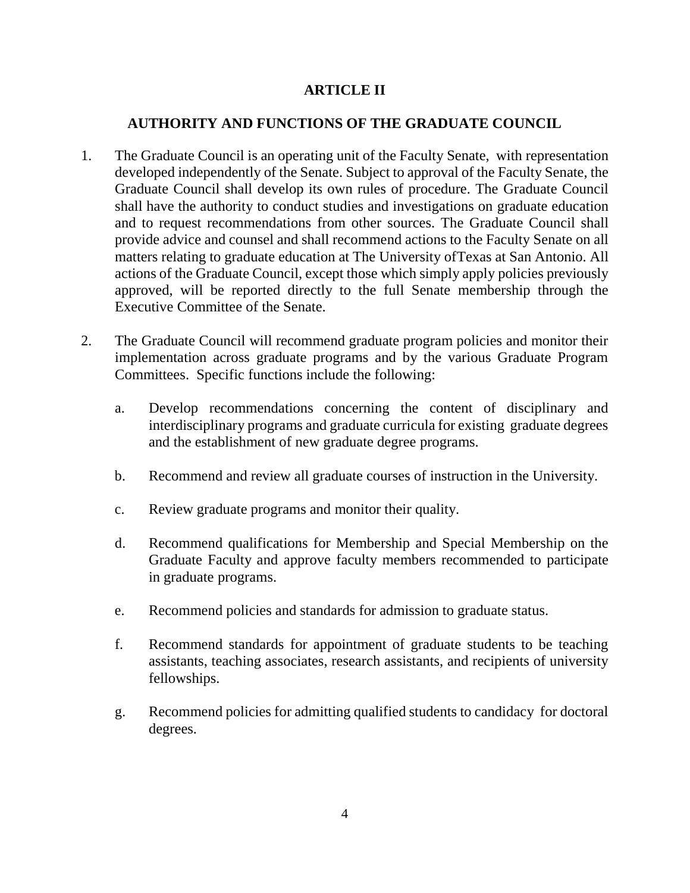# ARTICLE II

## AUTHORITY AND FUNCTIONS OF THE GRADUATE COUNCIL

1. The Graduate Council is an operating unit of the Faculty Senate, with representation developed independently of the Senate. Subject to approval of the Faculty Senate, the Graduate Council shall develop its own rules of procedure. The Graduate Council shall have the authority to conduct studies and investigations on graduate education and to request recommendations from other sources. The Graduate Council shall provide advice and counsel and shall recommend actions to the Faculty Senate on all matters relating to graduate education at The University ofTexas at San Antonio. All actions of the Graduate Council, except those which simply apply policies previously approved, will be reported directly to the full Senate membership through the Executive Committee of the Senate.

2. The Graduate Council will recommend graduate program policies and monitor their implementation across graduate programs and by the various Graduate Program Committees. Specific functions include the following:

   a. Develop recommendations concerning the content of disciplinary and interdisciplinary programs and graduate curricula for existing graduate degrees and the establishment of new graduate degree programs.

   b. Recommend and review all graduate courses of instruction in the University.

   c. Review graduate programs and monitor their quality.

   d. Recommend qualifications for Membership and Special Membership on the Graduate Faculty and approve faculty members recommended to participate in graduate programs.

   e. Recommend policies and standards for admission to graduate status.

   f. Recommend standards for appointment of graduate students to be teaching assistants, teaching associates, research assistants, and recipients of university fellowships.

   g. Recommend policies for admitting qualified students to candidacy for doctoral degrees.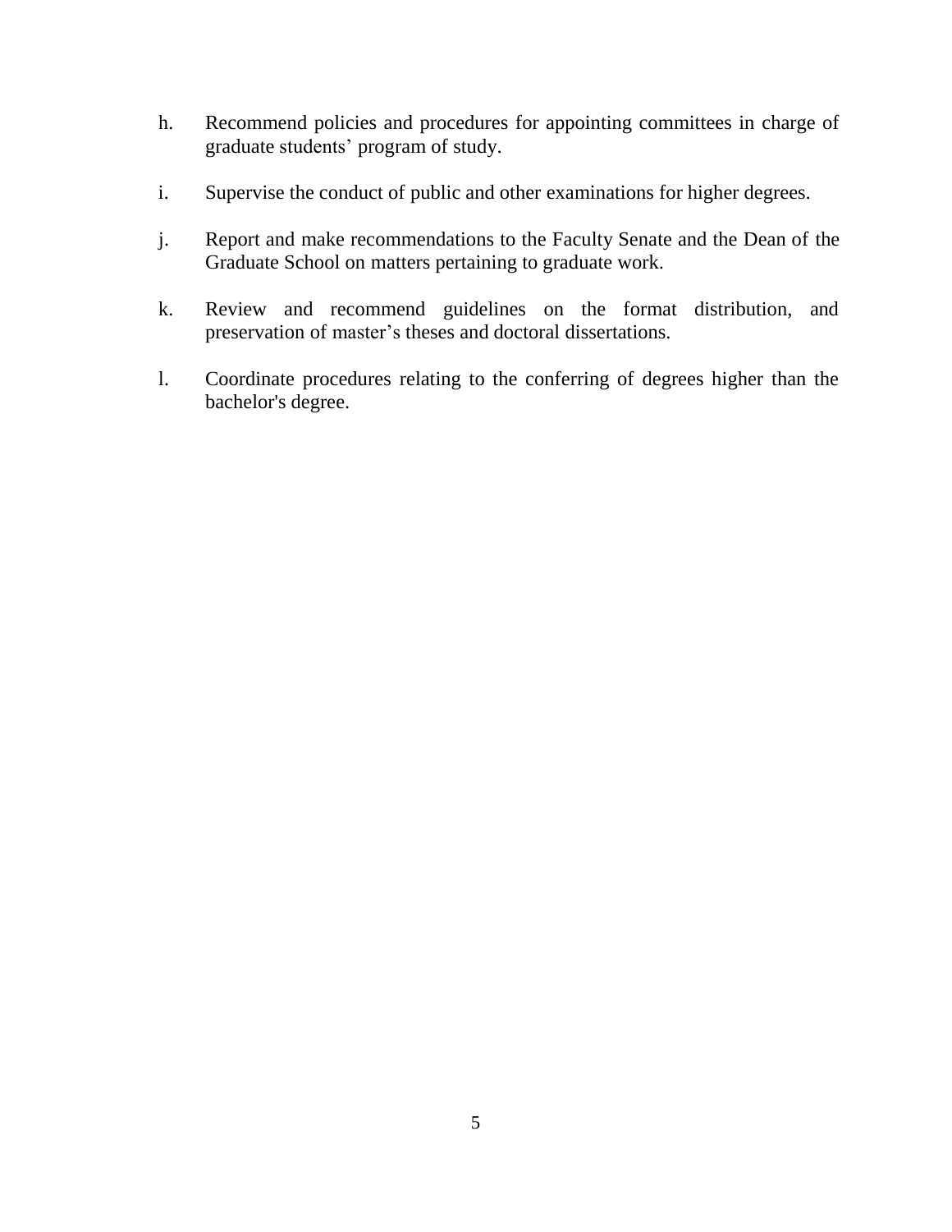h. Recommend policies and procedures for appointing committees in charge of graduate students' program of study.

i. Supervise the conduct of public and other examinations for higher degrees.

j. Report and make recommendations to the Faculty Senate and the Dean of the Graduate School on matters pertaining to graduate work.

k. Review and recommend guidelines on the format distribution, and preservation of master's theses and doctoral dissertations.

l. Coordinate procedures relating to the conferring of degrees higher than the bachelor's degree.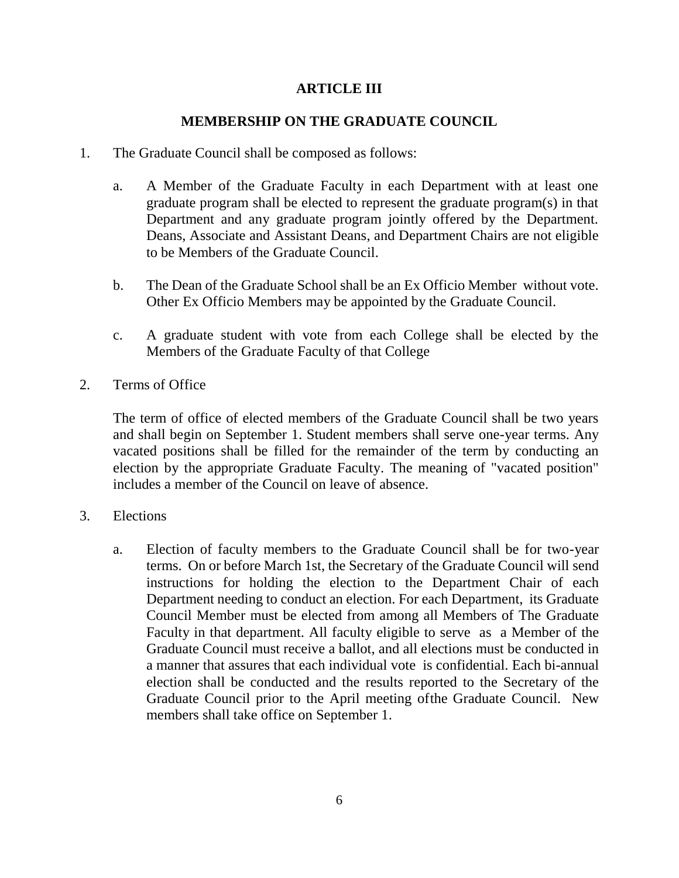## ARTICLE III

## MEMBERSHIP ON THE GRADUATE COUNCIL

1. The Graduate Council shall be composed as follows:

   a. A Member of the Graduate Faculty in each Department with at least one graduate program shall be elected to represent the graduate program(s) in that Department and any graduate program jointly offered by the Department. Deans, Associate and Assistant Deans, and Department Chairs are not eligible to be Members of the Graduate Council.

   b. The Dean of the Graduate School shall be an Ex Officio Member without vote. Other Ex Officio Members may be appointed by the Graduate Council.

   c. A graduate student with vote from each College shall be elected by the Members of the Graduate Faculty of that College

2. Terms of Office

   The term of office of elected members of the Graduate Council shall be two years and shall begin on September 1. Student members shall serve one-year terms. Any vacated positions shall be filled for the remainder of the term by conducting an election by the appropriate Graduate Faculty. The meaning of "vacated position" includes a member of the Council on leave of absence.

3. Elections

   a. Election of faculty members to the Graduate Council shall be for two-year terms. On or before March 1st, the Secretary of the Graduate Council will send instructions for holding the election to the Department Chair of each Department needing to conduct an election. For each Department, its Graduate Council Member must be elected from among all Members of The Graduate Faculty in that department. All faculty eligible to serve as a Member of the Graduate Council must receive a ballot, and all elections must be conducted in a manner that assures that each individual vote is confidential. Each bi-annual election shall be conducted and the results reported to the Secretary of the Graduate Council prior to the April meeting ofthe Graduate Council. New members shall take office on September 1.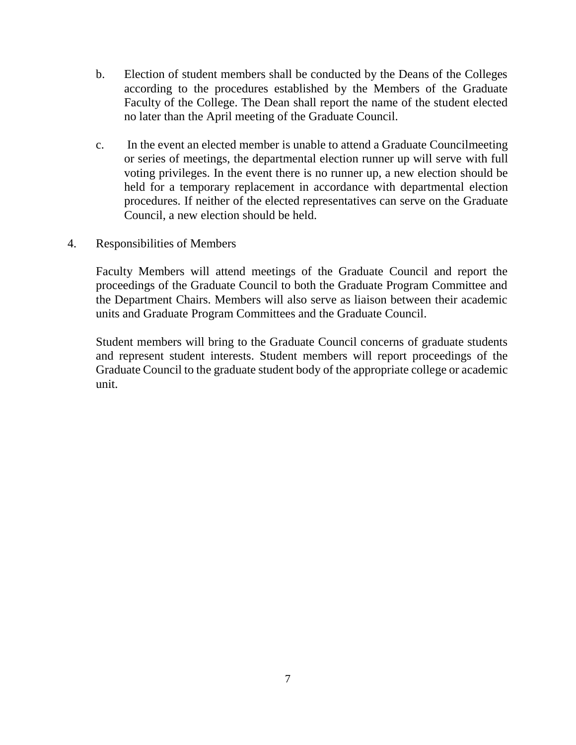b. Election of student members shall be conducted by the Deans of the Colleges according to the procedures established by the Members of the Graduate Faculty of the College. The Dean shall report the name of the student elected no later than the April meeting of the Graduate Council.

c. In the event an elected member is unable to attend a Graduate Councilmeeting or series of meetings, the departmental election runner up will serve with full voting privileges. In the event there is no runner up, a new election should be held for a temporary replacement in accordance with departmental election procedures. If neither of the elected representatives can serve on the Graduate Council, a new election should be held.

4. Responsibilities of Members

Faculty Members will attend meetings of the Graduate Council and report the proceedings of the Graduate Council to both the Graduate Program Committee and the Department Chairs. Members will also serve as liaison between their academic units and Graduate Program Committees and the Graduate Council.

Student members will bring to the Graduate Council concerns of graduate students and represent student interests. Student members will report proceedings of the Graduate Council to the graduate student body of the appropriate college or academic unit.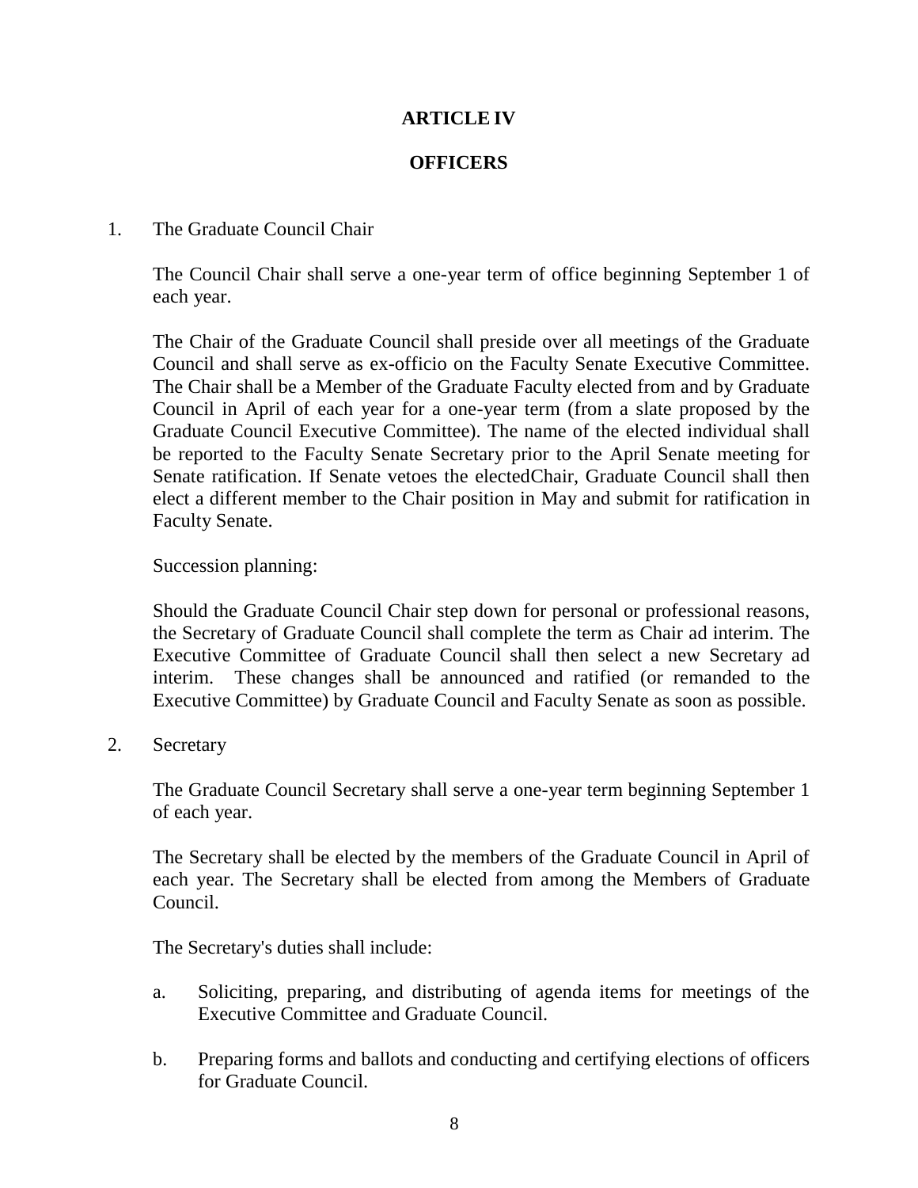# ARTICLE IV

## OFFICERS

1. The Graduate Council Chair

   The Council Chair shall serve a one-year term of office beginning September 1 of each year.

   The Chair of the Graduate Council shall preside over all meetings of the Graduate Council and shall serve as ex-officio on the Faculty Senate Executive Committee. The Chair shall be a Member of the Graduate Faculty elected from and by Graduate Council in April of each year for a one-year term (from a slate proposed by the Graduate Council Executive Committee). The name of the elected individual shall be reported to the Faculty Senate Secretary prior to the April Senate meeting for Senate ratification. If Senate vetoes the electedChair, Graduate Council shall then elect a different member to the Chair position in May and submit for ratification in Faculty Senate.

   Succession planning:

   Should the Graduate Council Chair step down for personal or professional reasons, the Secretary of Graduate Council shall complete the term as Chair ad interim. The Executive Committee of Graduate Council shall then select a new Secretary ad interim. These changes shall be announced and ratified (or remanded to the Executive Committee) by Graduate Council and Faculty Senate as soon as possible.

2. Secretary

   The Graduate Council Secretary shall serve a one-year term beginning September 1 of each year.

   The Secretary shall be elected by the members of the Graduate Council in April of each year. The Secretary shall be elected from among the Members of Graduate Council.

   The Secretary's duties shall include:

   a. Soliciting, preparing, and distributing of agenda items for meetings of the Executive Committee and Graduate Council.

   b. Preparing forms and ballots and conducting and certifying elections of officers for Graduate Council.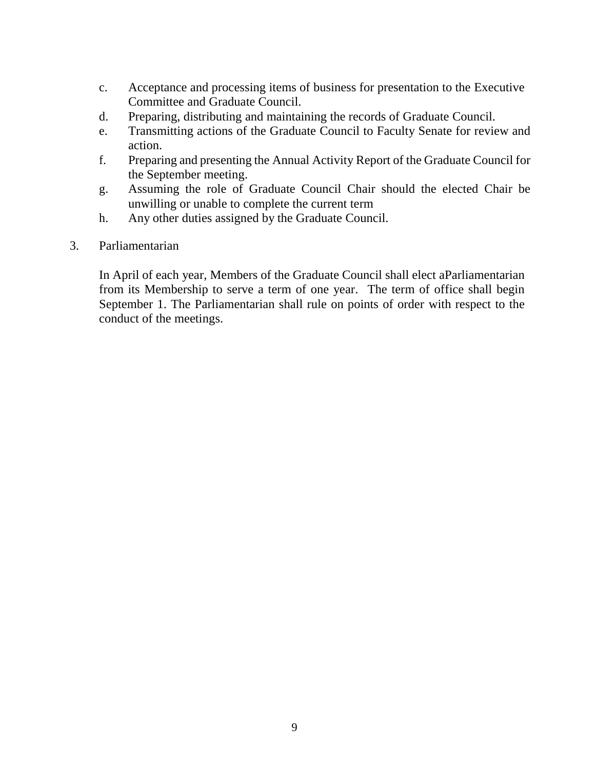c. Acceptance and processing items of business for presentation to the Executive Committee and Graduate Council.
d. Preparing, distributing and maintaining the records of Graduate Council.
e. Transmitting actions of the Graduate Council to Faculty Senate for review and action.
f. Preparing and presenting the Annual Activity Report of the Graduate Council for the September meeting.
g. Assuming the role of Graduate Council Chair should the elected Chair be unwilling or unable to complete the current term
h. Any other duties assigned by the Graduate Council.

3. Parliamentarian

   In April of each year, Members of the Graduate Council shall elect aParliamentarian from its Membership to serve a term of one year. The term of office shall begin September 1. The Parliamentarian shall rule on points of order with respect to the conduct of the meetings.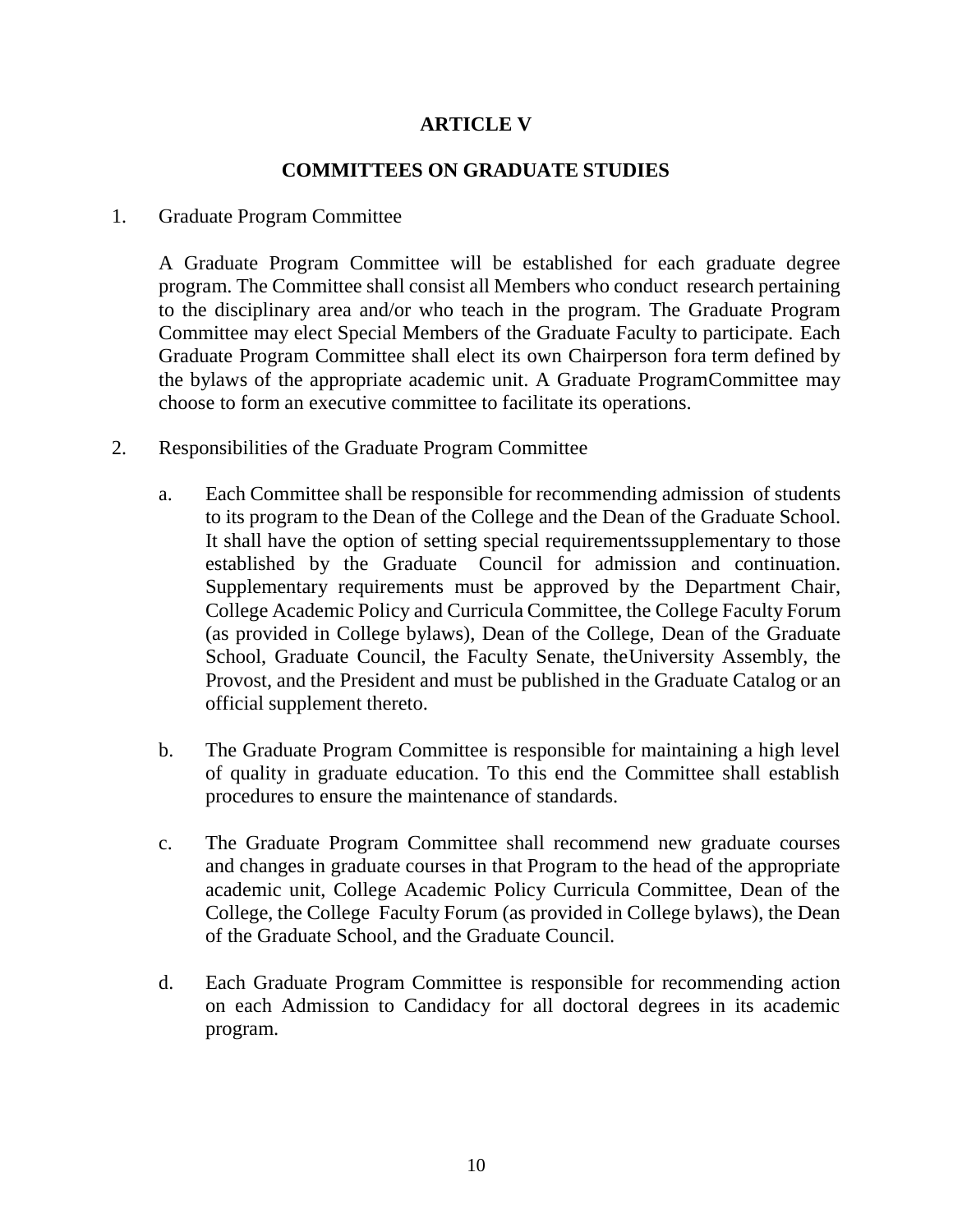# ARTICLE V

## COMMITTEES ON GRADUATE STUDIES

1. Graduate Program Committee

   A Graduate Program Committee will be established for each graduate degree program. The Committee shall consist all Members who conduct research pertaining to the disciplinary area and/or who teach in the program. The Graduate Program Committee may elect Special Members of the Graduate Faculty to participate. Each Graduate Program Committee shall elect its own Chairperson fora term defined by the bylaws of the appropriate academic unit. A Graduate ProgramCommittee may choose to form an executive committee to facilitate its operations.

2. Responsibilities of the Graduate Program Committee

   a. Each Committee shall be responsible for recommending admission of students to its program to the Dean of the College and the Dean of the Graduate School. It shall have the option of setting special requirementssupplementary to those established by the Graduate Council for admission and continuation. Supplementary requirements must be approved by the Department Chair, College Academic Policy and Curricula Committee, the College Faculty Forum (as provided in College bylaws), Dean of the College, Dean of the Graduate School, Graduate Council, the Faculty Senate, theUniversity Assembly, the Provost, and the President and must be published in the Graduate Catalog or an official supplement thereto.

   b. The Graduate Program Committee is responsible for maintaining a high level of quality in graduate education. To this end the Committee shall establish procedures to ensure the maintenance of standards.

   c. The Graduate Program Committee shall recommend new graduate courses and changes in graduate courses in that Program to the head of the appropriate academic unit, College Academic Policy Curricula Committee, Dean of the College, the College Faculty Forum (as provided in College bylaws), the Dean of the Graduate School, and the Graduate Council.

   d. Each Graduate Program Committee is responsible for recommending action on each Admission to Candidacy for all doctoral degrees in its academic program.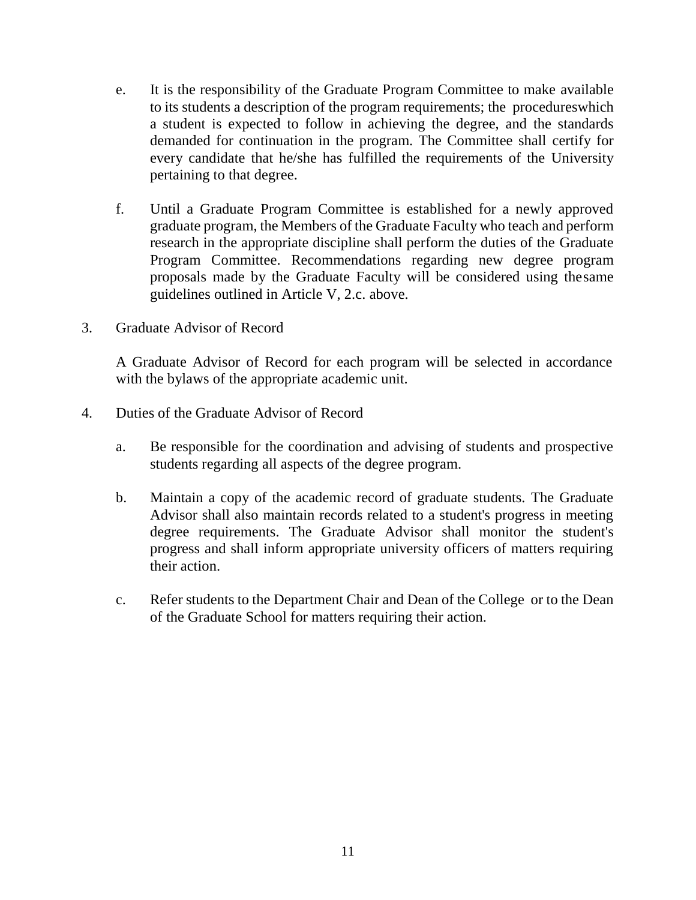e. It is the responsibility of the Graduate Program Committee to make available to its students a description of the program requirements; the procedureswhich a student is expected to follow in achieving the degree, and the standards demanded for continuation in the program. The Committee shall certify for every candidate that he/she has fulfilled the requirements of the University pertaining to that degree.

f. Until a Graduate Program Committee is established for a newly approved graduate program, the Members of the Graduate Faculty who teach and perform research in the appropriate discipline shall perform the duties of the Graduate Program Committee. Recommendations regarding new degree program proposals made by the Graduate Faculty will be considered using thesame guidelines outlined in Article V, 2.c. above.

3. Graduate Advisor of Record

A Graduate Advisor of Record for each program will be selected in accordance with the bylaws of the appropriate academic unit.

4. Duties of the Graduate Advisor of Record

a. Be responsible for the coordination and advising of students and prospective students regarding all aspects of the degree program.

b. Maintain a copy of the academic record of graduate students. The Graduate Advisor shall also maintain records related to a student's progress in meeting degree requirements. The Graduate Advisor shall monitor the student's progress and shall inform appropriate university officers of matters requiring their action.

c. Refer students to the Department Chair and Dean of the College or to the Dean of the Graduate School for matters requiring their action.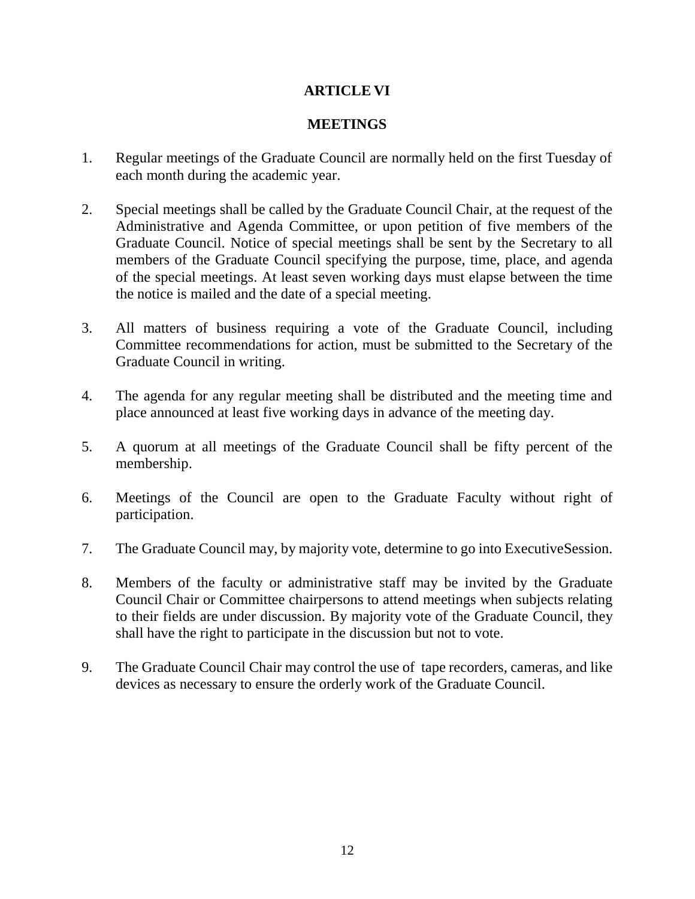# ARTICLE VI

## MEETINGS

1. Regular meetings of the Graduate Council are normally held on the first Tuesday of each month during the academic year.

2. Special meetings shall be called by the Graduate Council Chair, at the request of the Administrative and Agenda Committee, or upon petition of five members of the Graduate Council. Notice of special meetings shall be sent by the Secretary to all members of the Graduate Council specifying the purpose, time, place, and agenda of the special meetings. At least seven working days must elapse between the time the notice is mailed and the date of a special meeting.

3. All matters of business requiring a vote of the Graduate Council, including Committee recommendations for action, must be submitted to the Secretary of the Graduate Council in writing.

4. The agenda for any regular meeting shall be distributed and the meeting time and place announced at least five working days in advance of the meeting day.

5. A quorum at all meetings of the Graduate Council shall be fifty percent of the membership.

6. Meetings of the Council are open to the Graduate Faculty without right of participation.

7. The Graduate Council may, by majority vote, determine to go into ExecutiveSession.

8. Members of the faculty or administrative staff may be invited by the Graduate Council Chair or Committee chairpersons to attend meetings when subjects relating to their fields are under discussion. By majority vote of the Graduate Council, they shall have the right to participate in the discussion but not to vote.

9. The Graduate Council Chair may control the use of tape recorders, cameras, and like devices as necessary to ensure the orderly work of the Graduate Council.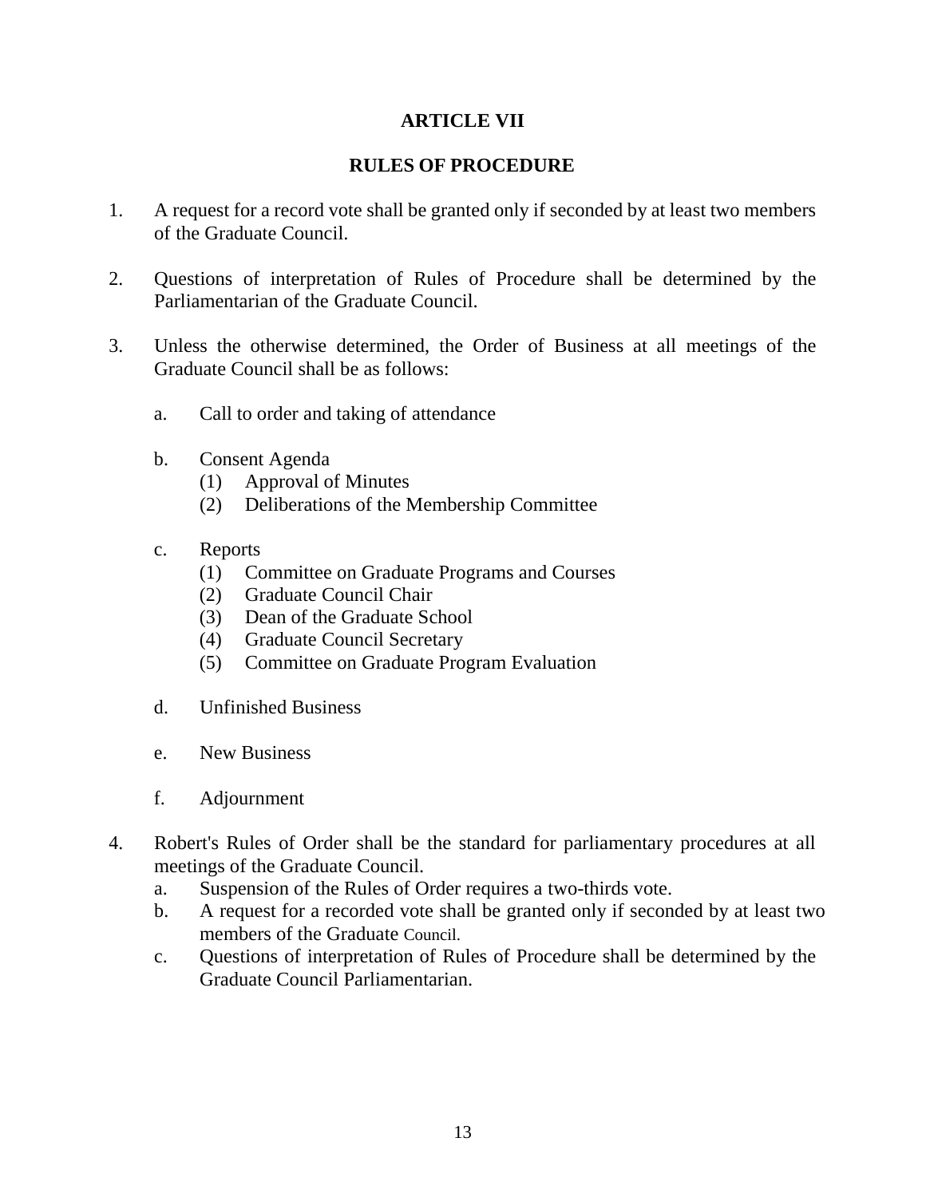# ARTICLE VII

## RULES OF PROCEDURE

1. A request for a record vote shall be granted only if seconded by at least two members of the Graduate Council.

2. Questions of interpretation of Rules of Procedure shall be determined by the Parliamentarian of the Graduate Council.

3. Unless the otherwise determined, the Order of Business at all meetings of the Graduate Council shall be as follows:

   a. Call to order and taking of attendance

   b. Consent Agenda
      (1) Approval of Minutes
      (2) Deliberations of the Membership Committee

   c. Reports
      (1) Committee on Graduate Programs and Courses
      (2) Graduate Council Chair
      (3) Dean of the Graduate School
      (4) Graduate Council Secretary
      (5) Committee on Graduate Program Evaluation

   d. Unfinished Business

   e. New Business

   f. Adjournment

4. Robert's Rules of Order shall be the standard for parliamentary procedures at all meetings of the Graduate Council.
   a. Suspension of the Rules of Order requires a two-thirds vote.
   b. A request for a recorded vote shall be granted only if seconded by at least two members of the Graduate Council.
   c. Questions of interpretation of Rules of Procedure shall be determined by the Graduate Council Parliamentarian.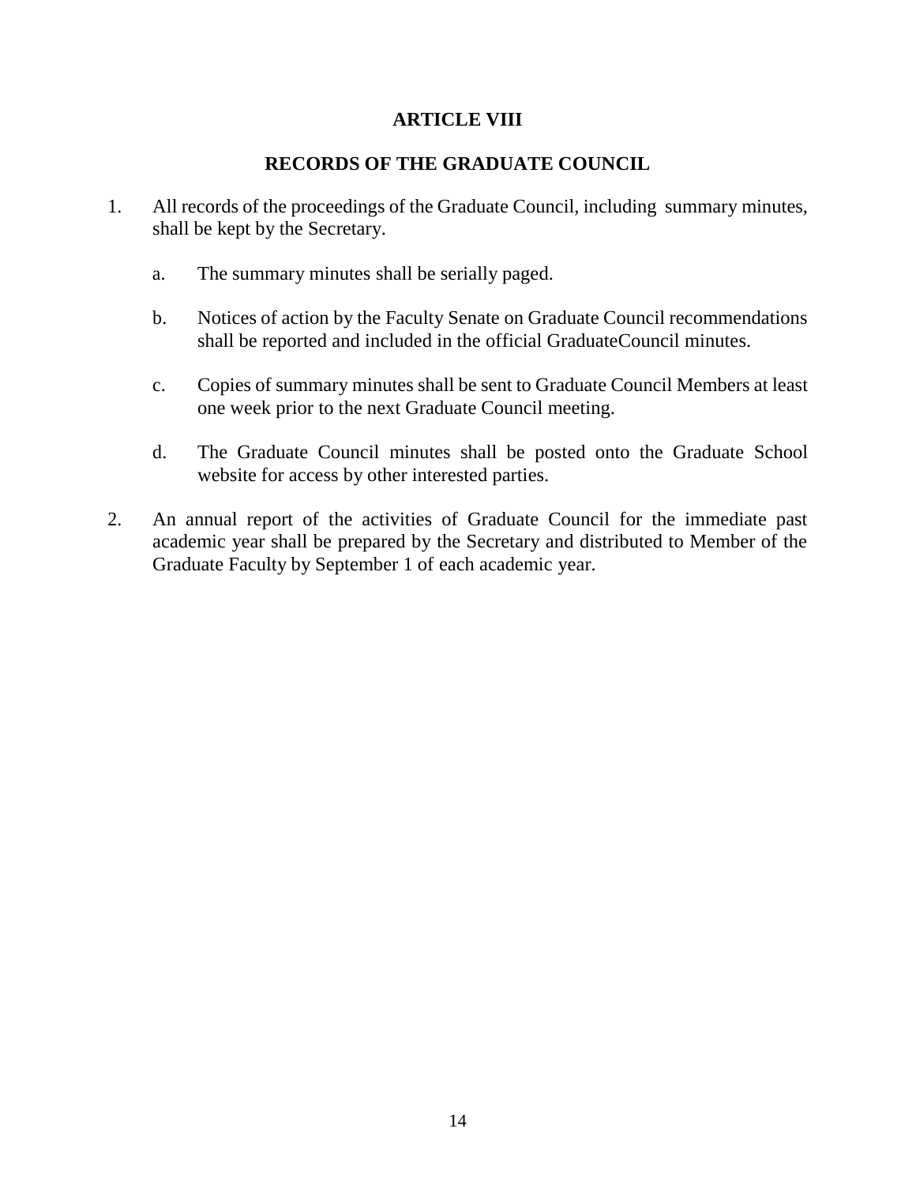# ARTICLE VIII

## RECORDS OF THE GRADUATE COUNCIL

1. All records of the proceedings of the Graduate Council, including summary minutes, shall be kept by the Secretary.

    a. The summary minutes shall be serially paged.

    b. Notices of action by the Faculty Senate on Graduate Council recommendations shall be reported and included in the official GraduateCouncil minutes.

    c. Copies of summary minutes shall be sent to Graduate Council Members at least one week prior to the next Graduate Council meeting.

    d. The Graduate Council minutes shall be posted onto the Graduate School website for access by other interested parties.

2. An annual report of the activities of Graduate Council for the immediate past academic year shall be prepared by the Secretary and distributed to Member of the Graduate Faculty by September 1 of each academic year.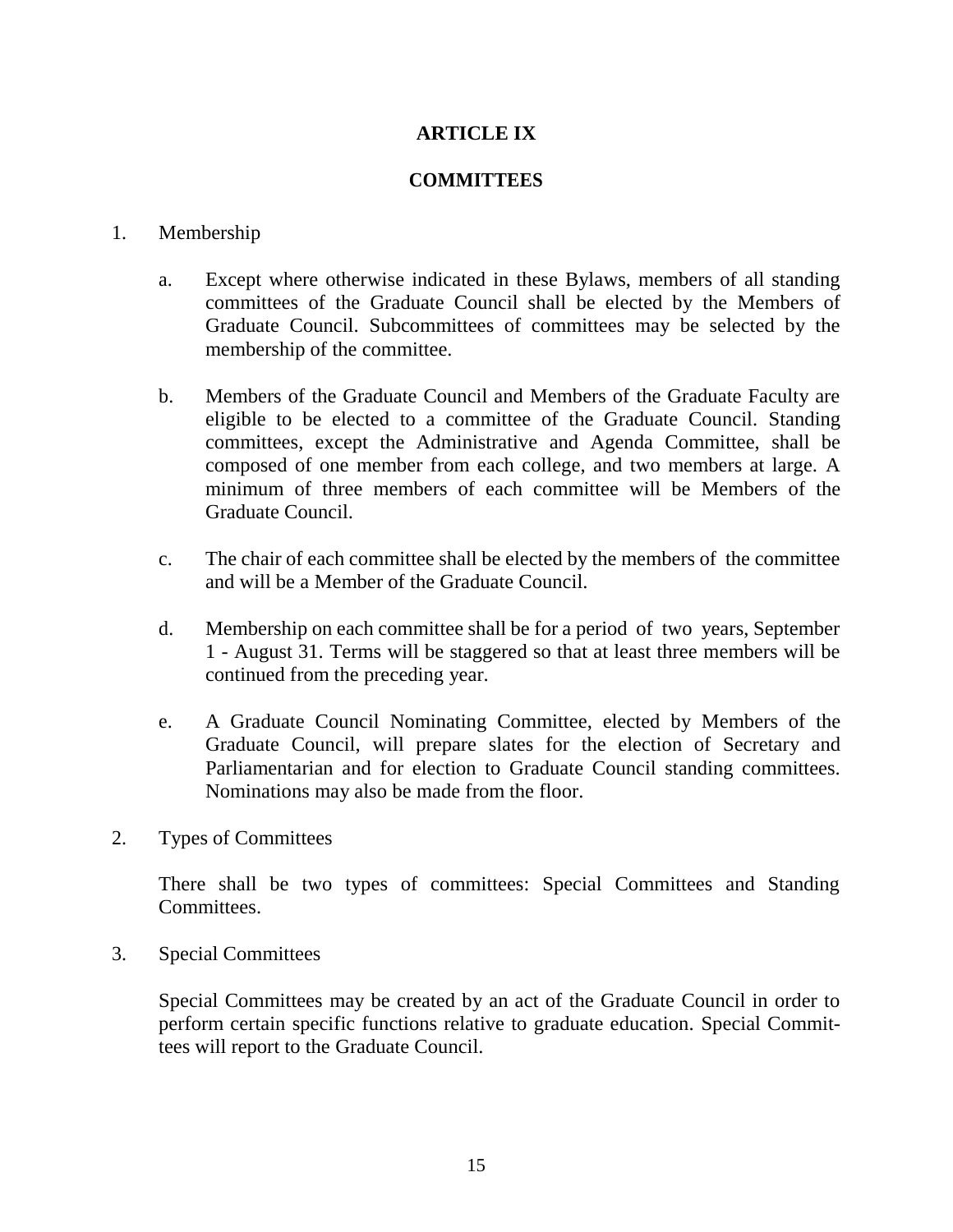# ARTICLE IX

## COMMITTEES

1. Membership

   a. Except where otherwise indicated in these Bylaws, members of all standing committees of the Graduate Council shall be elected by the Members of Graduate Council. Subcommittees of committees may be selected by the membership of the committee.

   b. Members of the Graduate Council and Members of the Graduate Faculty are eligible to be elected to a committee of the Graduate Council. Standing committees, except the Administrative and Agenda Committee, shall be composed of one member from each college, and two members at large. A minimum of three members of each committee will be Members of the Graduate Council.

   c. The chair of each committee shall be elected by the members of the committee and will be a Member of the Graduate Council.

   d. Membership on each committee shall be for a period of two years, September 1 - August 31. Terms will be staggered so that at least three members will be continued from the preceding year.

   e. A Graduate Council Nominating Committee, elected by Members of the Graduate Council, will prepare slates for the election of Secretary and Parliamentarian and for election to Graduate Council standing committees. Nominations may also be made from the floor.

2. Types of Committees

   There shall be two types of committees: Special Committees and Standing Committees.

3. Special Committees

   Special Committees may be created by an act of the Graduate Council in order to perform certain specific functions relative to graduate education. Special Committees will report to the Graduate Council.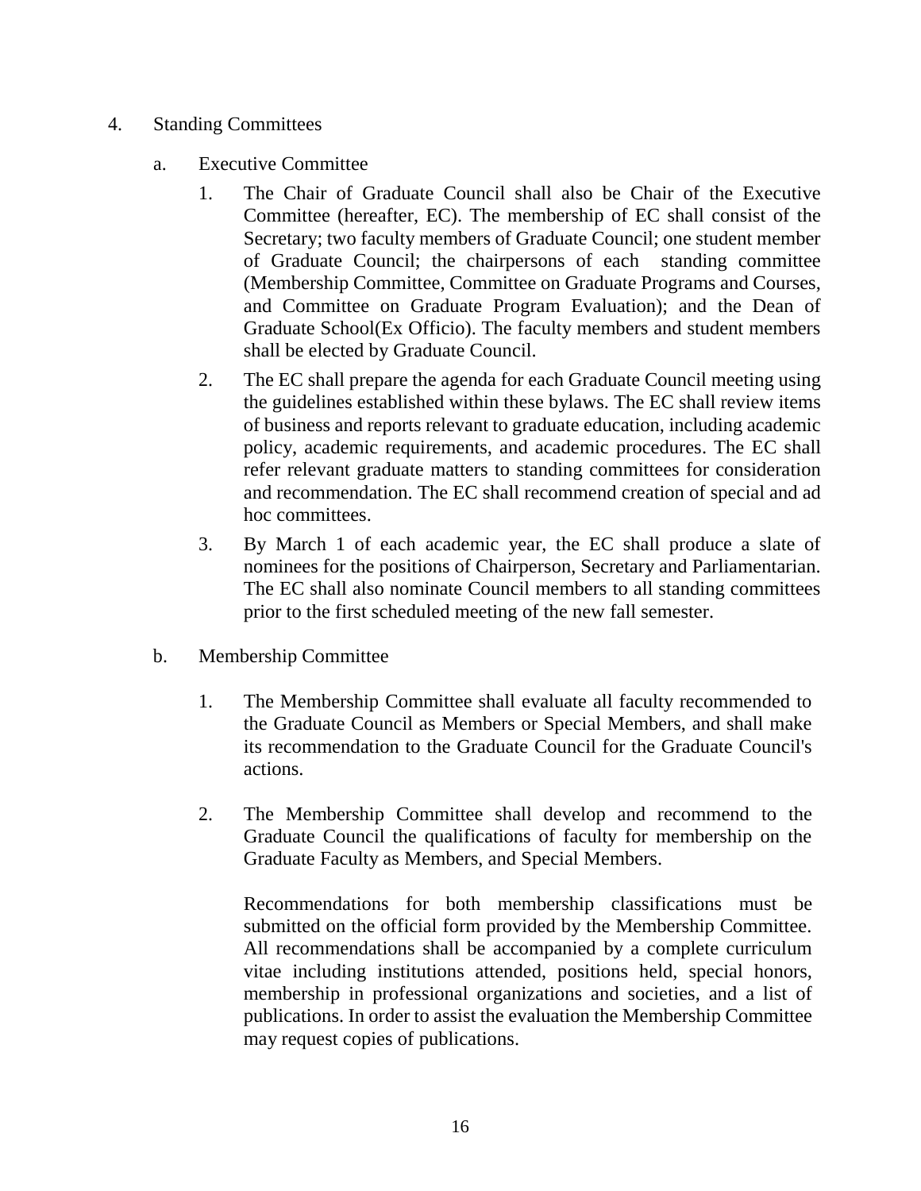4. Standing Committees

   a. Executive Committee

      1. The Chair of Graduate Council shall also be Chair of the Executive Committee (hereafter, EC). The membership of EC shall consist of the Secretary; two faculty members of Graduate Council; one student member of Graduate Council; the chairpersons of each standing committee (Membership Committee, Committee on Graduate Programs and Courses, and Committee on Graduate Program Evaluation); and the Dean of Graduate School(Ex Officio). The faculty members and student members shall be elected by Graduate Council.

      2. The EC shall prepare the agenda for each Graduate Council meeting using the guidelines established within these bylaws. The EC shall review items of business and reports relevant to graduate education, including academic policy, academic requirements, and academic procedures. The EC shall refer relevant graduate matters to standing committees for consideration and recommendation. The EC shall recommend creation of special and ad hoc committees.

      3. By March 1 of each academic year, the EC shall produce a slate of nominees for the positions of Chairperson, Secretary and Parliamentarian. The EC shall also nominate Council members to all standing committees prior to the first scheduled meeting of the new fall semester.

   b. Membership Committee

      1. The Membership Committee shall evaluate all faculty recommended to the Graduate Council as Members or Special Members, and shall make its recommendation to the Graduate Council for the Graduate Council's actions.

      2. The Membership Committee shall develop and recommend to the Graduate Council the qualifications of faculty for membership on the Graduate Faculty as Members, and Special Members.

         Recommendations for both membership classifications must be submitted on the official form provided by the Membership Committee. All recommendations shall be accompanied by a complete curriculum vitae including institutions attended, positions held, special honors, membership in professional organizations and societies, and a list of publications. In order to assist the evaluation the Membership Committee may request copies of publications.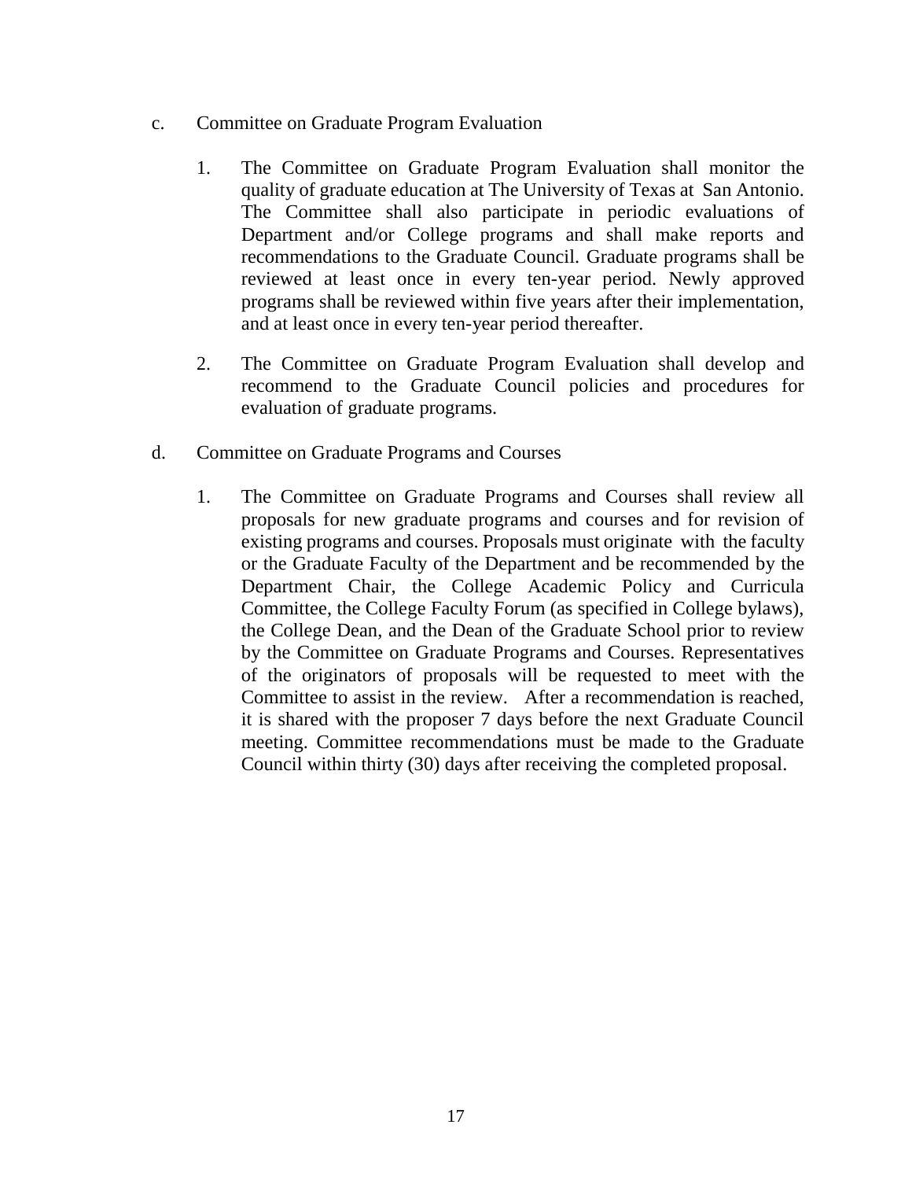c. Committee on Graduate Program Evaluation

   1. The Committee on Graduate Program Evaluation shall monitor the quality of graduate education at The University of Texas at San Antonio. The Committee shall also participate in periodic evaluations of Department and/or College programs and shall make reports and recommendations to the Graduate Council. Graduate programs shall be reviewed at least once in every ten-year period. Newly approved programs shall be reviewed within five years after their implementation, and at least once in every ten-year period thereafter.

   2. The Committee on Graduate Program Evaluation shall develop and recommend to the Graduate Council policies and procedures for evaluation of graduate programs.

d. Committee on Graduate Programs and Courses

   1. The Committee on Graduate Programs and Courses shall review all proposals for new graduate programs and courses and for revision of existing programs and courses. Proposals must originate with the faculty or the Graduate Faculty of the Department and be recommended by the Department Chair, the College Academic Policy and Curricula Committee, the College Faculty Forum (as specified in College bylaws), the College Dean, and the Dean of the Graduate School prior to review by the Committee on Graduate Programs and Courses. Representatives of the originators of proposals will be requested to meet with the Committee to assist in the review. After a recommendation is reached, it is shared with the proposer 7 days before the next Graduate Council meeting. Committee recommendations must be made to the Graduate Council within thirty (30) days after receiving the completed proposal.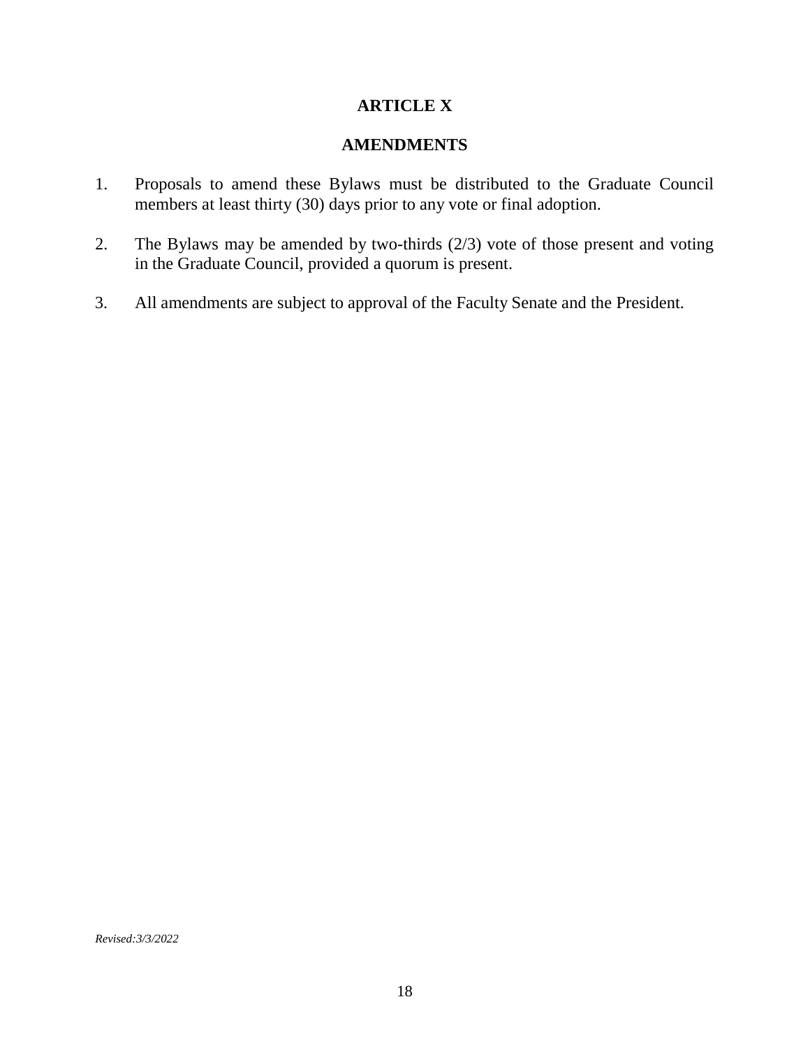# ARTICLE X

## AMENDMENTS

1. Proposals to amend these Bylaws must be distributed to the Graduate Council members at least thirty (30) days prior to any vote or final adoption.

2. The Bylaws may be amended by two-thirds (2/3) vote of those present and voting in the Graduate Council, provided a quorum is present.

3. All amendments are subject to approval of the Faculty Senate and the President.

*Revised:3/3/2022*